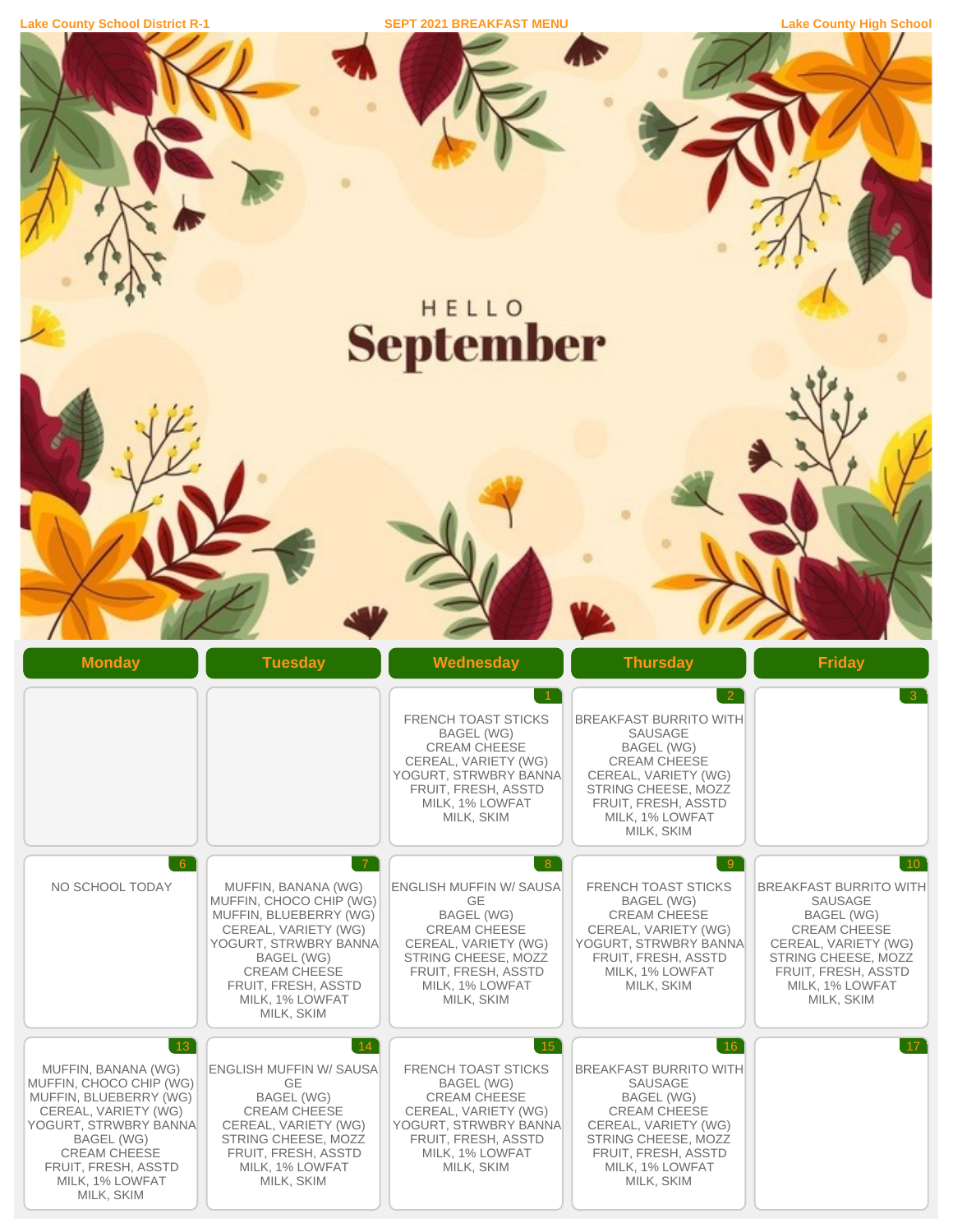Lake County School District R-1 | SEPT 2021 BREAKFAST MENU | Lake County High School

HELLO
# September

| Monday | Tuesday | Wednesday | Thursday | Friday |
| --- | --- | --- | --- | --- |
| | | **1**<br>FRENCH TOAST STICKS<br>BAGEL (WG)<br>CREAM CHEESE<br>CEREAL, VARIETY (WG)<br>YOGURT, STRWBRY BANNA<br>FRUIT, FRESH, ASSTD<br>MILK, 1% LOWFAT<br>MILK, SKIM | **2**<br>BREAKFAST BURRITO WITH SAUSAGE<br>BAGEL (WG)<br>CREAM CHEESE<br>CEREAL, VARIETY (WG)<br>STRING CHEESE, MOZZ<br>FRUIT, FRESH, ASSTD<br>MILK, 1% LOWFAT<br>MILK, SKIM | **3** |
| **6**<br>NO SCHOOL TODAY | **7**<br>MUFFIN, BANANA (WG)<br>MUFFIN, CHOCO CHIP (WG)<br>MUFFIN, BLUEBERRY (WG)<br>CEREAL, VARIETY (WG)<br>YOGURT, STRWBRY BANNA<br>BAGEL (WG)<br>CREAM CHEESE<br>FRUIT, FRESH, ASSTD<br>MILK, 1% LOWFAT<br>MILK, SKIM | **8**<br>ENGLISH MUFFIN W/ SAUSAGE<br>BAGEL (WG)<br>CREAM CHEESE<br>CEREAL, VARIETY (WG)<br>STRING CHEESE, MOZZ<br>FRUIT, FRESH, ASSTD<br>MILK, 1% LOWFAT<br>MILK, SKIM | **9**<br>FRENCH TOAST STICKS<br>BAGEL (WG)<br>CREAM CHEESE<br>CEREAL, VARIETY (WG)<br>YOGURT, STRWBRY BANNA<br>FRUIT, FRESH, ASSTD<br>MILK, 1% LOWFAT<br>MILK, SKIM | **10**<br>BREAKFAST BURRITO WITH SAUSAGE<br>BAGEL (WG)<br>CREAM CHEESE<br>CEREAL, VARIETY (WG)<br>STRING CHEESE, MOZZ<br>FRUIT, FRESH, ASSTD<br>MILK, 1% LOWFAT<br>MILK, SKIM |
| **13**<br>MUFFIN, BANANA (WG)<br>MUFFIN, CHOCO CHIP (WG)<br>MUFFIN, BLUEBERRY (WG)<br>CEREAL, VARIETY (WG)<br>YOGURT, STRWBRY BANNA<br>BAGEL (WG)<br>CREAM CHEESE<br>FRUIT, FRESH, ASSTD<br>MILK, 1% LOWFAT<br>MILK, SKIM | **14**<br>ENGLISH MUFFIN W/ SAUSAGE<br>BAGEL (WG)<br>CREAM CHEESE<br>CEREAL, VARIETY (WG)<br>STRING CHEESE, MOZZ<br>FRUIT, FRESH, ASSTD<br>MILK, 1% LOWFAT<br>MILK, SKIM | **15**<br>FRENCH TOAST STICKS<br>BAGEL (WG)<br>CREAM CHEESE<br>CEREAL, VARIETY (WG)<br>YOGURT, STRWBRY BANNA<br>FRUIT, FRESH, ASSTD<br>MILK, 1% LOWFAT<br>MILK, SKIM | **16**<br>BREAKFAST BURRITO WITH SAUSAGE<br>BAGEL (WG)<br>CREAM CHEESE<br>CEREAL, VARIETY (WG)<br>STRING CHEESE, MOZZ<br>FRUIT, FRESH, ASSTD<br>MILK, 1% LOWFAT<br>MILK, SKIM | **17** |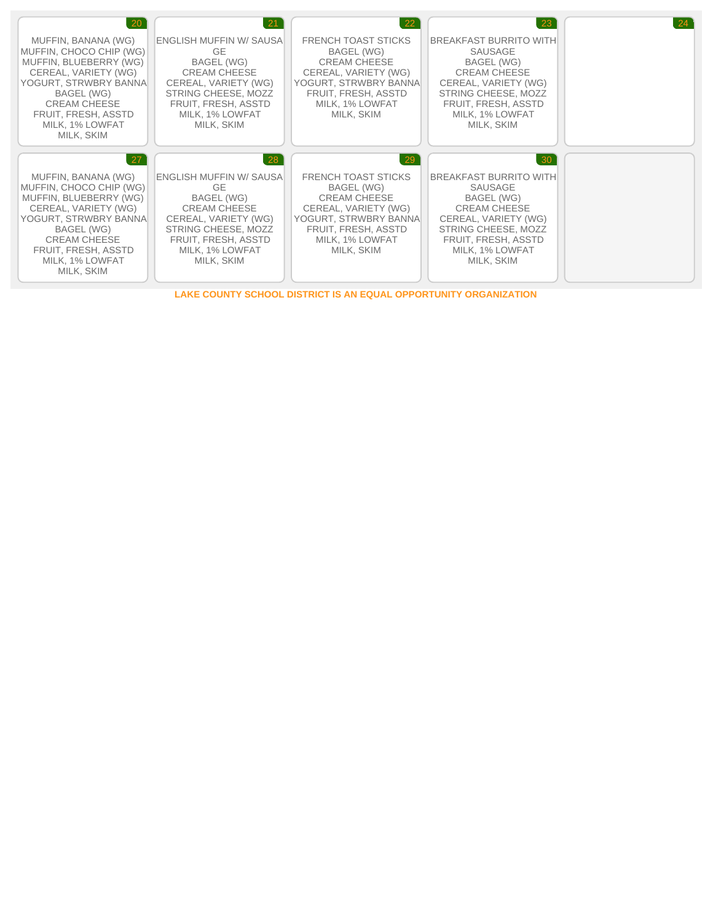| | | | | |
|---|---|---|---|---|
| 20<br>MUFFIN, BANANA (WG)<br>MUFFIN, CHOCO CHIP (WG)<br>MUFFIN, BLUEBERRY (WG)<br>CEREAL, VARIETY (WG)<br>YOGURT, STRWBRY BANNA<br>BAGEL (WG)<br>CREAM CHEESE<br>FRUIT, FRESH, ASSTD<br>MILK, 1% LOWFAT<br>MILK, SKIM | 21<br>ENGLISH MUFFIN W/ SAUSAGE<br>BAGEL (WG)<br>CREAM CHEESE<br>CEREAL, VARIETY (WG)<br>STRING CHEESE, MOZZ<br>FRUIT, FRESH, ASSTD<br>MILK, 1% LOWFAT<br>MILK, SKIM | 22<br>FRENCH TOAST STICKS<br>BAGEL (WG)<br>CREAM CHEESE<br>CEREAL, VARIETY (WG)<br>YOGURT, STRWBRY BANNA<br>FRUIT, FRESH, ASSTD<br>MILK, 1% LOWFAT<br>MILK, SKIM | 23<br>BREAKFAST BURRITO WITH SAUSAGE<br>BAGEL (WG)<br>CREAM CHEESE<br>CEREAL, VARIETY (WG)<br>STRING CHEESE, MOZZ<br>FRUIT, FRESH, ASSTD<br>MILK, 1% LOWFAT<br>MILK, SKIM | 24 |
| 27<br>MUFFIN, BANANA (WG)<br>MUFFIN, CHOCO CHIP (WG)<br>MUFFIN, BLUEBERRY (WG)<br>CEREAL, VARIETY (WG)<br>YOGURT, STRWBRY BANNA<br>BAGEL (WG)<br>CREAM CHEESE<br>FRUIT, FRESH, ASSTD<br>MILK, 1% LOWFAT<br>MILK, SKIM | 28<br>ENGLISH MUFFIN W/ SAUSAGE<br>BAGEL (WG)<br>CREAM CHEESE<br>CEREAL, VARIETY (WG)<br>STRING CHEESE, MOZZ<br>FRUIT, FRESH, ASSTD<br>MILK, 1% LOWFAT<br>MILK, SKIM | 29<br>FRENCH TOAST STICKS<br>BAGEL (WG)<br>CREAM CHEESE<br>CEREAL, VARIETY (WG)<br>YOGURT, STRWBRY BANNA<br>FRUIT, FRESH, ASSTD<br>MILK, 1% LOWFAT<br>MILK, SKIM | 30<br>BREAKFAST BURRITO WITH SAUSAGE<br>BAGEL (WG)<br>CREAM CHEESE<br>CEREAL, VARIETY (WG)<br>STRING CHEESE, MOZZ<br>FRUIT, FRESH, ASSTD<br>MILK, 1% LOWFAT<br>MILK, SKIM | |

**LAKE COUNTY SCHOOL DISTRICT IS AN EQUAL OPPORTUNITY ORGANIZATION**